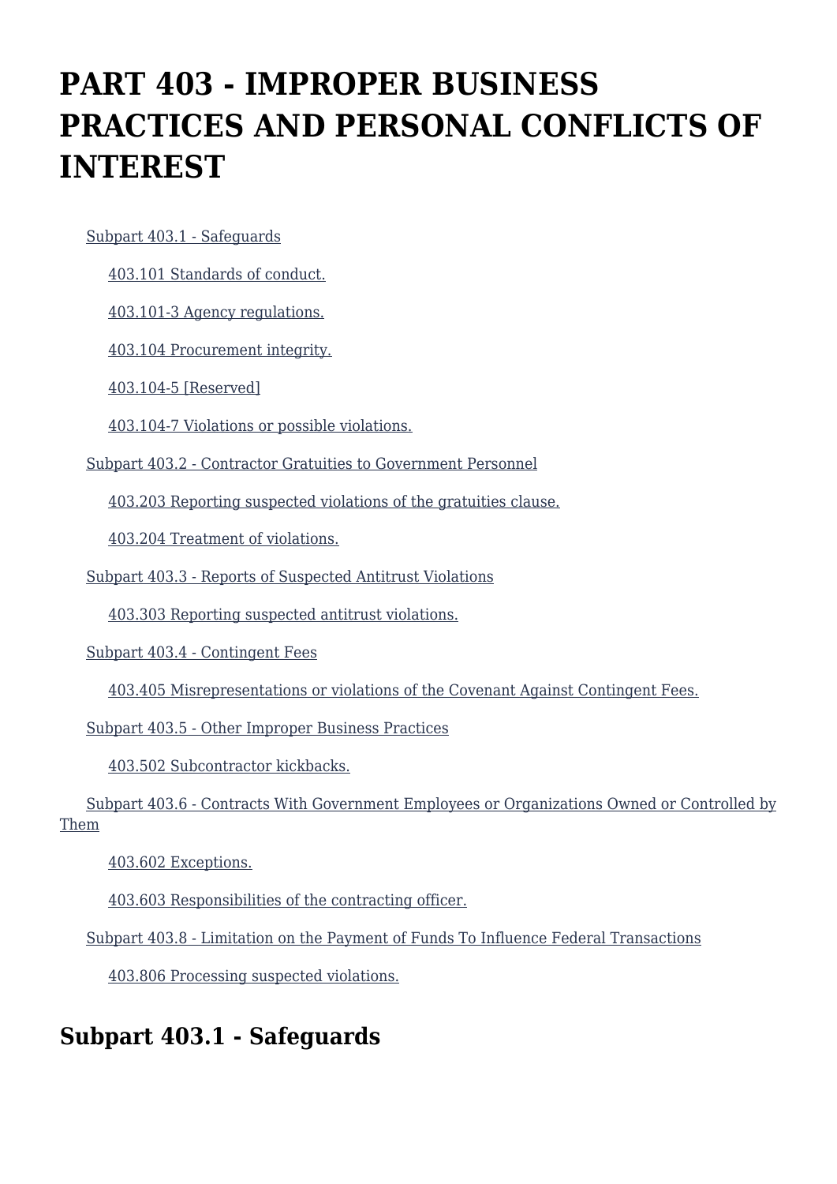# PART 403 - IMPROPER BUSINESS PRACTICES AND PERSONAL CONFLICTS OF INTEREST

- Subpart 403.1 - Safeguards
  - 403.101 Standards of conduct.
  - 403.101-3 Agency regulations.
  - 403.104 Procurement integrity.
  - 403.104-5 [Reserved]
  - 403.104-7 Violations or possible violations.
- Subpart 403.2 - Contractor Gratuities to Government Personnel
  - 403.203 Reporting suspected violations of the gratuities clause.
  - 403.204 Treatment of violations.
- Subpart 403.3 - Reports of Suspected Antitrust Violations
  - 403.303 Reporting suspected antitrust violations.
- Subpart 403.4 - Contingent Fees
  - 403.405 Misrepresentations or violations of the Covenant Against Contingent Fees.
- Subpart 403.5 - Other Improper Business Practices
  - 403.502 Subcontractor kickbacks.
- Subpart 403.6 - Contracts With Government Employees or Organizations Owned or Controlled by Them
  - 403.602 Exceptions.
  - 403.603 Responsibilities of the contracting officer.
- Subpart 403.8 - Limitation on the Payment of Funds To Influence Federal Transactions
  - 403.806 Processing suspected violations.

## Subpart 403.1 - Safeguards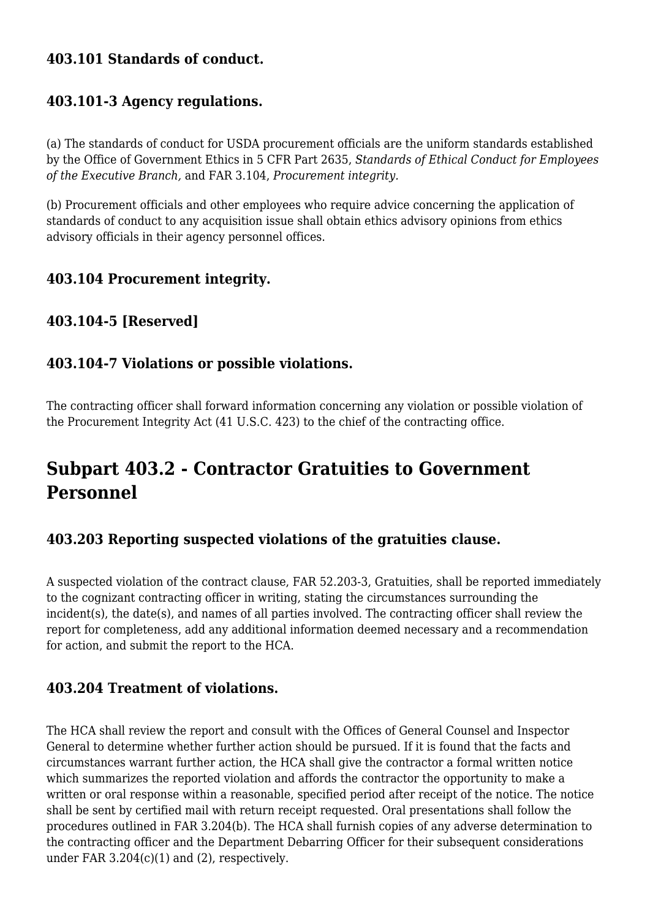### 403.101 Standards of conduct.

### 403.101-3 Agency regulations.

(a) The standards of conduct for USDA procurement officials are the uniform standards established by the Office of Government Ethics in 5 CFR Part 2635, *Standards of Ethical Conduct for Employees of the Executive Branch,* and FAR 3.104, *Procurement integrity.*

(b) Procurement officials and other employees who require advice concerning the application of standards of conduct to any acquisition issue shall obtain ethics advisory opinions from ethics advisory officials in their agency personnel offices.

### 403.104 Procurement integrity.

### 403.104-5 [Reserved]

### 403.104-7 Violations or possible violations.

The contracting officer shall forward information concerning any violation or possible violation of the Procurement Integrity Act (41 U.S.C. 423) to the chief of the contracting office.

## Subpart 403.2 - Contractor Gratuities to Government Personnel

### 403.203 Reporting suspected violations of the gratuities clause.

A suspected violation of the contract clause, FAR 52.203-3, Gratuities, shall be reported immediately to the cognizant contracting officer in writing, stating the circumstances surrounding the incident(s), the date(s), and names of all parties involved. The contracting officer shall review the report for completeness, add any additional information deemed necessary and a recommendation for action, and submit the report to the HCA.

### 403.204 Treatment of violations.

The HCA shall review the report and consult with the Offices of General Counsel and Inspector General to determine whether further action should be pursued. If it is found that the facts and circumstances warrant further action, the HCA shall give the contractor a formal written notice which summarizes the reported violation and affords the contractor the opportunity to make a written or oral response within a reasonable, specified period after receipt of the notice. The notice shall be sent by certified mail with return receipt requested. Oral presentations shall follow the procedures outlined in FAR 3.204(b). The HCA shall furnish copies of any adverse determination to the contracting officer and the Department Debarring Officer for their subsequent considerations under FAR 3.204(c)(1) and (2), respectively.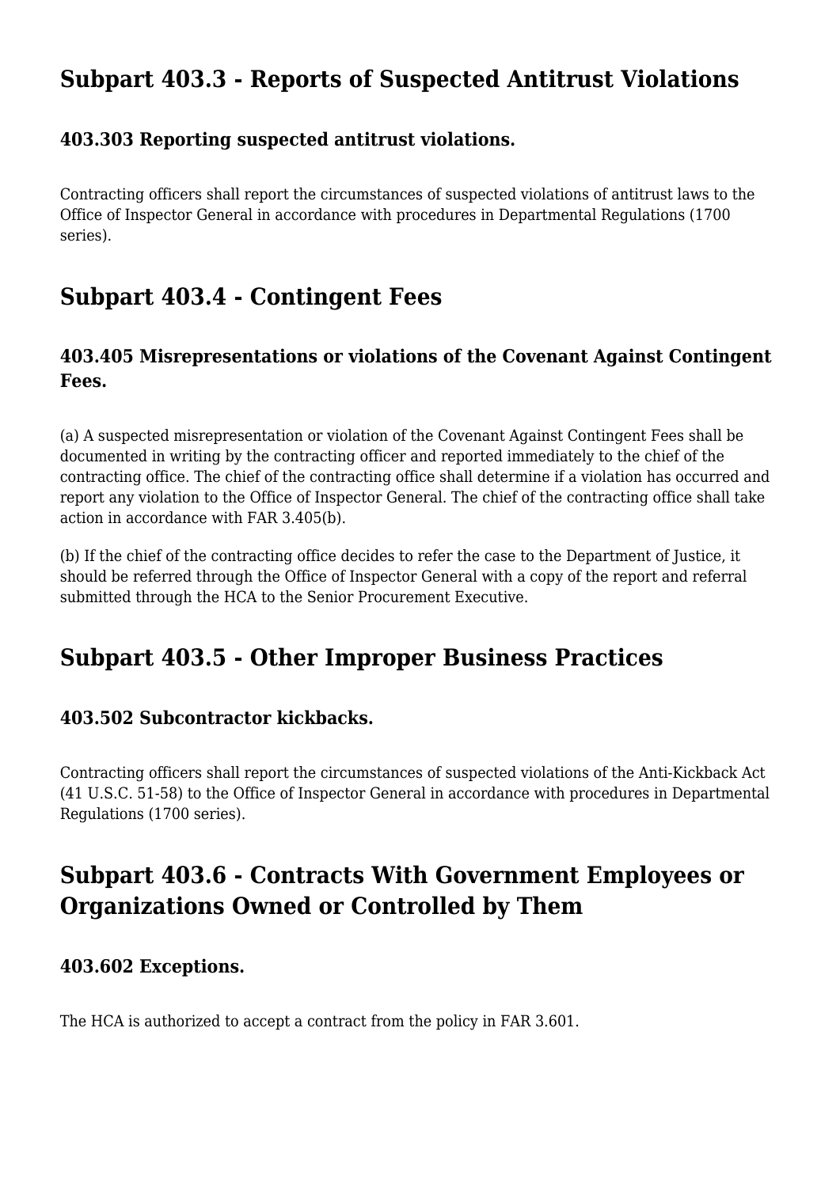## Subpart 403.3 - Reports of Suspected Antitrust Violations

### 403.303 Reporting suspected antitrust violations.

Contracting officers shall report the circumstances of suspected violations of antitrust laws to the Office of Inspector General in accordance with procedures in Departmental Regulations (1700 series).

## Subpart 403.4 - Contingent Fees

### 403.405 Misrepresentations or violations of the Covenant Against Contingent Fees.

(a) A suspected misrepresentation or violation of the Covenant Against Contingent Fees shall be documented in writing by the contracting officer and reported immediately to the chief of the contracting office. The chief of the contracting office shall determine if a violation has occurred and report any violation to the Office of Inspector General. The chief of the contracting office shall take action in accordance with FAR 3.405(b).

(b) If the chief of the contracting office decides to refer the case to the Department of Justice, it should be referred through the Office of Inspector General with a copy of the report and referral submitted through the HCA to the Senior Procurement Executive.

## Subpart 403.5 - Other Improper Business Practices

### 403.502 Subcontractor kickbacks.

Contracting officers shall report the circumstances of suspected violations of the Anti-Kickback Act (41 U.S.C. 51-58) to the Office of Inspector General in accordance with procedures in Departmental Regulations (1700 series).

## Subpart 403.6 - Contracts With Government Employees or Organizations Owned or Controlled by Them

### 403.602 Exceptions.

The HCA is authorized to accept a contract from the policy in FAR 3.601.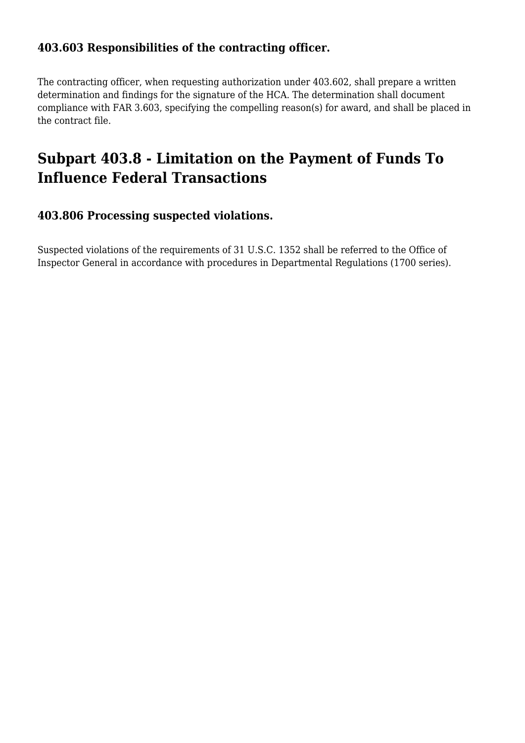### 403.603 Responsibilities of the contracting officer.

The contracting officer, when requesting authorization under 403.602, shall prepare a written determination and findings for the signature of the HCA. The determination shall document compliance with FAR 3.603, specifying the compelling reason(s) for award, and shall be placed in the contract file.

## Subpart 403.8 - Limitation on the Payment of Funds To Influence Federal Transactions

### 403.806 Processing suspected violations.

Suspected violations of the requirements of 31 U.S.C. 1352 shall be referred to the Office of Inspector General in accordance with procedures in Departmental Regulations (1700 series).